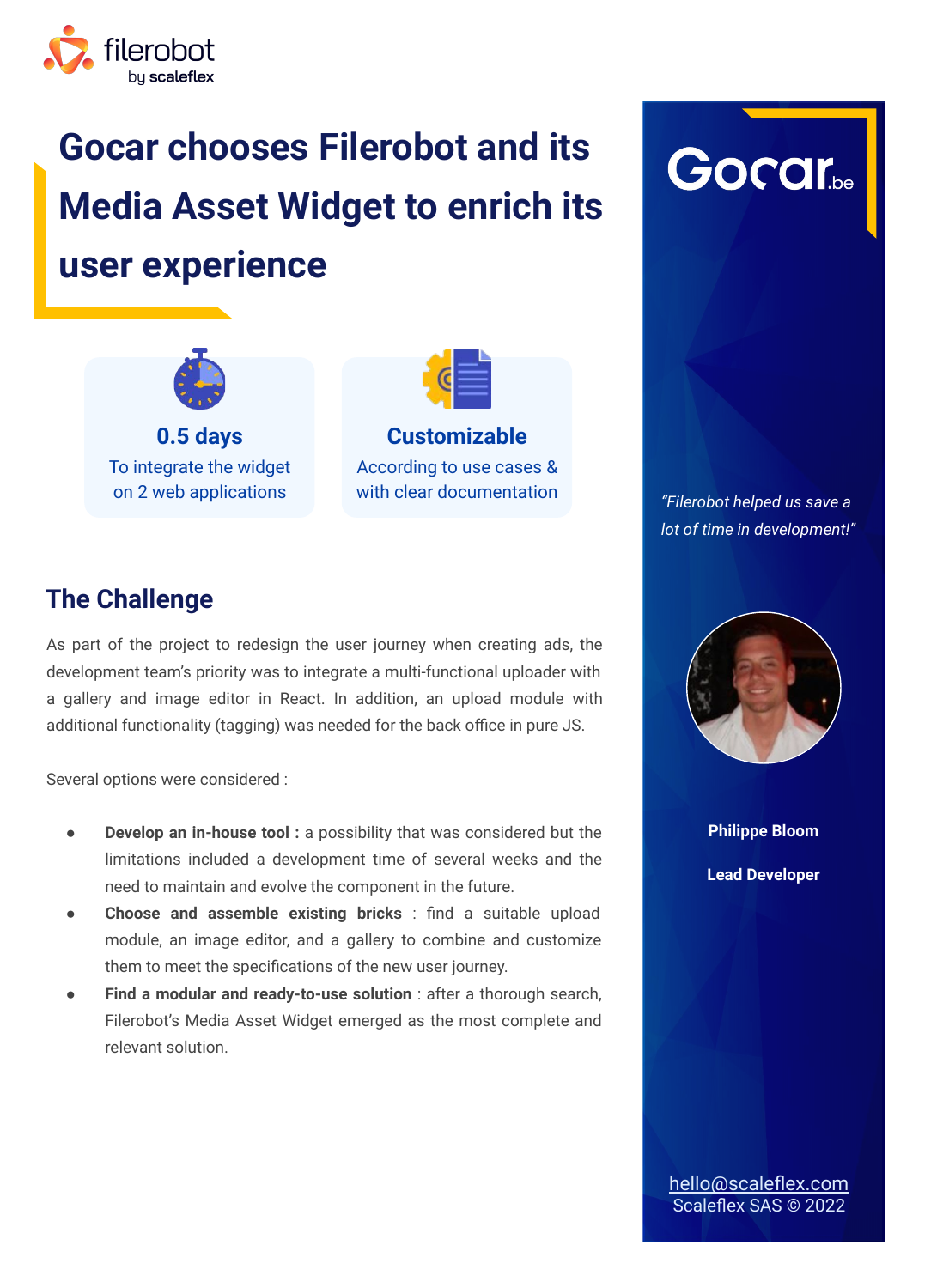# Gocar chooses Filerobot and its Media Asset Widget to enrich its user experience

**0.5 days**
To integrate the widget on 2 web applications

**Customizable**
According to use cases & with clear documentation

*"Filerobot helped us save a lot of time in development!"*

**Philippe Bloom**

**Lead Developer**

## The Challenge

As part of the project to redesign the user journey when creating ads, the development team's priority was to integrate a multi-functional uploader with a gallery and image editor in React. In addition, an upload module with additional functionality (tagging) was needed for the back office in pure JS.

Several options were considered :

- **Develop an in-house tool :** a possibility that was considered but the limitations included a development time of several weeks and the need to maintain and evolve the component in the future.
- **Choose and assemble existing bricks** : find a suitable upload module, an image editor, and a gallery to combine and customize them to meet the specifications of the new user journey.
- **Find a modular and ready-to-use solution** : after a thorough search, Filerobot's Media Asset Widget emerged as the most complete and relevant solution.

hello@scaleflex.com
Scaleflex SAS © 2022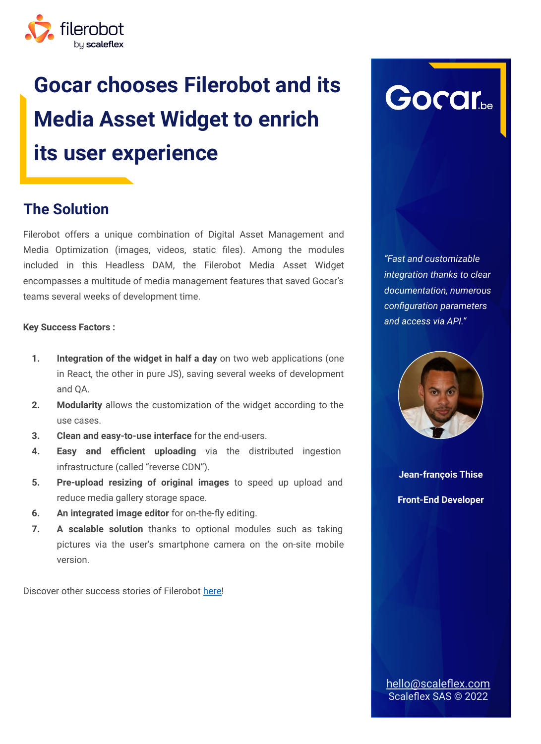# Gocar chooses Filerobot and its Media Asset Widget to enrich its user experience

## The Solution

Filerobot offers a unique combination of Digital Asset Management and Media Optimization (images, videos, static files). Among the modules included in this Headless DAM, the Filerobot Media Asset Widget encompasses a multitude of media management features that saved Gocar's teams several weeks of development time.

**Key Success Factors :**

1. **Integration of the widget in half a day** on two web applications (one in React, the other in pure JS), saving several weeks of development and QA.
2. **Modularity** allows the customization of the widget according to the use cases.
3. **Clean and easy-to-use interface** for the end-users.
4. **Easy and efficient uploading** via the distributed ingestion infrastructure (called "reverse CDN").
5. **Pre-upload resizing of original images** to speed up upload and reduce media gallery storage space.
6. **An integrated image editor** for on-the-fly editing.
7. **A scalable solution** thanks to optional modules such as taking pictures via the user's smartphone camera on the on-site mobile version.

Discover other success stories of Filerobot [here](#)!

Gocar.be

*"Fast and customizable integration thanks to clear documentation, numerous configuration parameters and access via API."*

**Jean-françois Thise**

**Front-End Developer**

hello@scaleflex.com
Scaleflex SAS © 2022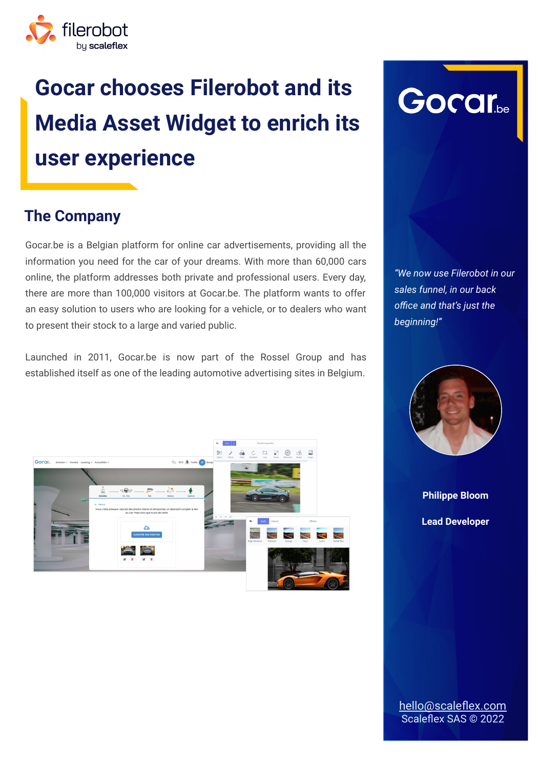# Gocar chooses Filerobot and its Media Asset Widget to enrich its user experience

## The Company

Gocar.be is a Belgian platform for online car advertisements, providing all the information you need for the car of your dreams. With more than 60,000 cars online, the platform addresses both private and professional users. Every day, there are more than 100,000 visitors at Gocar.be. The platform wants to offer an easy solution to users who are looking for a vehicle, or to dealers who want to present their stock to a large and varied public.

Launched in 2011, Gocar.be is now part of the Rossel Group and has established itself as one of the leading automotive advertising sites in Belgium.

*"We now use Filerobot in our sales funnel, in our back office and that's just the beginning!"*

**Philippe Bloom**

**Lead Developer**

hello@scaleflex.com
Scaleflex SAS © 2022